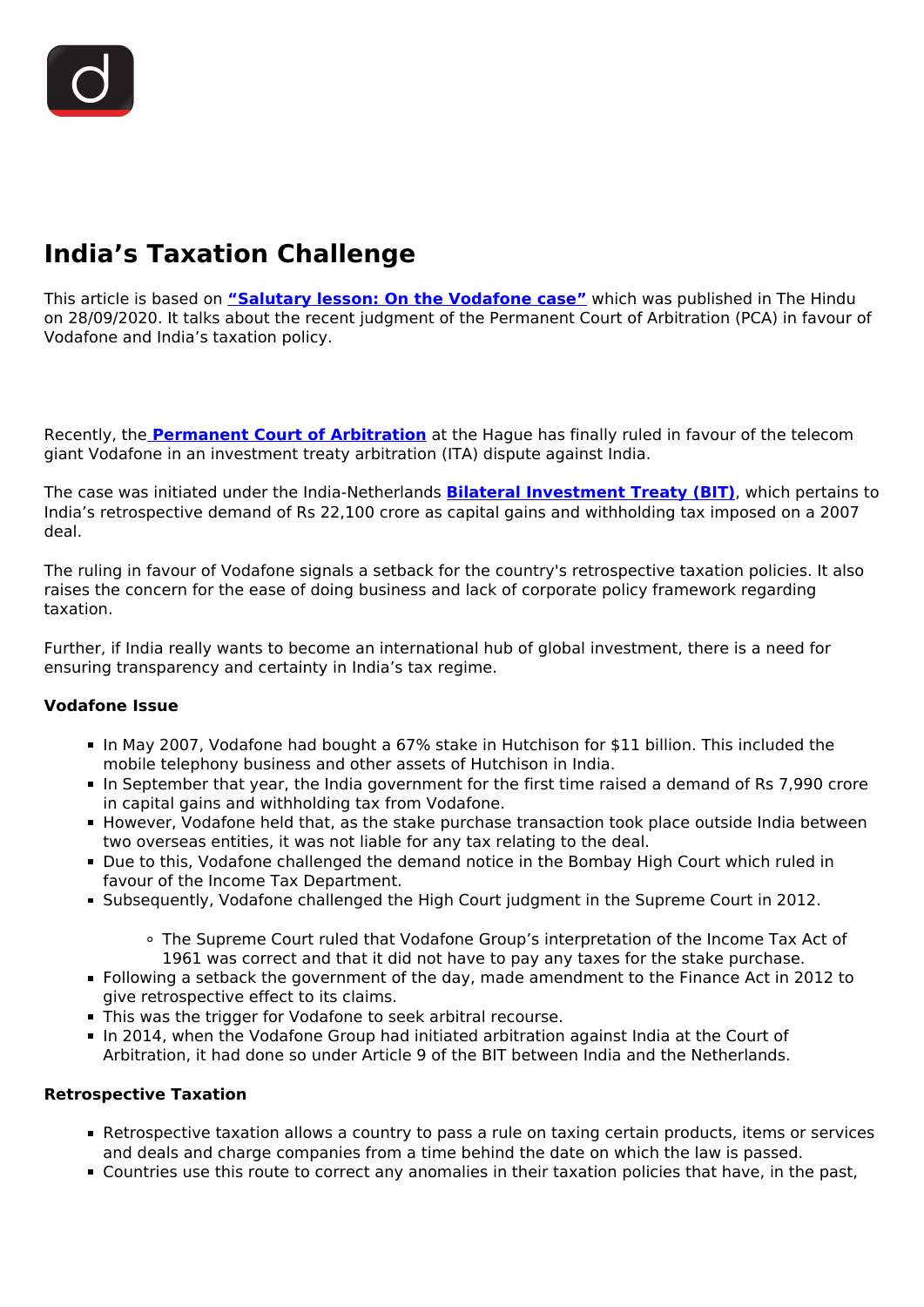# India's Taxation Challenge

This article is based on **"Salutary lesson: On the Vodafone case"** which was published in The Hindu on 28/09/2020. It talks about the recent judgment of the Permanent Court of Arbitration (PCA) in favour of Vodafone and India's taxation policy.

Recently, the **Permanent Court of Arbitration** at the Hague has finally ruled in favour of the telecom giant Vodafone in an investment treaty arbitration (ITA) dispute against India.

The case was initiated under the India-Netherlands **Bilateral Investment Treaty (BIT)**, which pertains to India's retrospective demand of Rs 22,100 crore as capital gains and withholding tax imposed on a 2007 deal.

The ruling in favour of Vodafone signals a setback for the country's retrospective taxation policies. It also raises the concern for the ease of doing business and lack of corporate policy framework regarding taxation.

Further, if India really wants to become an international hub of global investment, there is a need for ensuring transparency and certainty in India's tax regime.

**Vodafone Issue**

- In May 2007, Vodafone had bought a 67% stake in Hutchison for $11 billion. This included the mobile telephony business and other assets of Hutchison in India.
- In September that year, the India government for the first time raised a demand of Rs 7,990 crore in capital gains and withholding tax from Vodafone.
- However, Vodafone held that, as the stake purchase transaction took place outside India between two overseas entities, it was not liable for any tax relating to the deal.
- Due to this, Vodafone challenged the demand notice in the Bombay High Court which ruled in favour of the Income Tax Department.
- Subsequently, Vodafone challenged the High Court judgment in the Supreme Court in 2012.
    - The Supreme Court ruled that Vodafone Group's interpretation of the Income Tax Act of 1961 was correct and that it did not have to pay any taxes for the stake purchase.
- Following a setback the government of the day, made amendment to the Finance Act in 2012 to give retrospective effect to its claims.
- This was the trigger for Vodafone to seek arbitral recourse.
- In 2014, when the Vodafone Group had initiated arbitration against India at the Court of Arbitration, it had done so under Article 9 of the BIT between India and the Netherlands.

**Retrospective Taxation**

- Retrospective taxation allows a country to pass a rule on taxing certain products, items or services and deals and charge companies from a time behind the date on which the law is passed.
- Countries use this route to correct any anomalies in their taxation policies that have, in the past,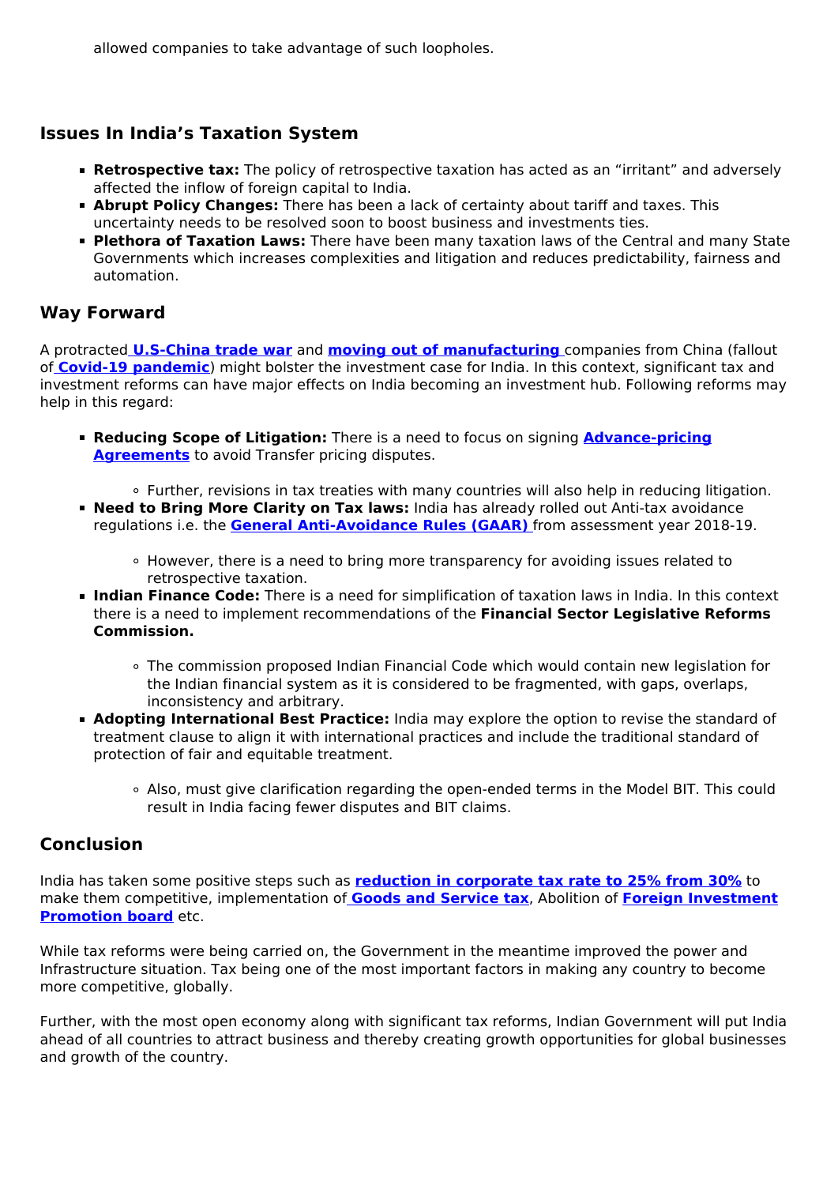allowed companies to take advantage of such loopholes.

## Issues In India's Taxation System

- **Retrospective tax:** The policy of retrospective taxation has acted as an "irritant" and adversely affected the inflow of foreign capital to India.
- **Abrupt Policy Changes:** There has been a lack of certainty about tariff and taxes. This uncertainty needs to be resolved soon to boost business and investments ties.
- **Plethora of Taxation Laws:** There have been many taxation laws of the Central and many State Governments which increases complexities and litigation and reduces predictability, fairness and automation.

## Way Forward

A protracted **U.S-China trade war** and **moving out of manufacturing** companies from China (fallout of **Covid-19 pandemic**) might bolster the investment case for India. In this context, significant tax and investment reforms can have major effects on India becoming an investment hub. Following reforms may help in this regard:

- **Reducing Scope of Litigation:** There is a need to focus on signing **Advance-pricing Agreements** to avoid Transfer pricing disputes.
  - Further, revisions in tax treaties with many countries will also help in reducing litigation.
- **Need to Bring More Clarity on Tax laws:** India has already rolled out Anti-tax avoidance regulations i.e. the **General Anti-Avoidance Rules (GAAR)** from assessment year 2018-19.
  - However, there is a need to bring more transparency for avoiding issues related to retrospective taxation.
- **Indian Finance Code:** There is a need for simplification of taxation laws in India. In this context there is a need to implement recommendations of the **Financial Sector Legislative Reforms Commission.**
  - The commission proposed Indian Financial Code which would contain new legislation for the Indian financial system as it is considered to be fragmented, with gaps, overlaps, inconsistency and arbitrary.
- **Adopting International Best Practice:** India may explore the option to revise the standard of treatment clause to align it with international practices and include the traditional standard of protection of fair and equitable treatment.
  - Also, must give clarification regarding the open-ended terms in the Model BIT. This could result in India facing fewer disputes and BIT claims.

## Conclusion

India has taken some positive steps such as **reduction in corporate tax rate to 25% from 30%** to make them competitive, implementation of **Goods and Service tax**, Abolition of **Foreign Investment Promotion board** etc.

While tax reforms were being carried on, the Government in the meantime improved the power and Infrastructure situation. Tax being one of the most important factors in making any country to become more competitive, globally.

Further, with the most open economy along with significant tax reforms, Indian Government will put India ahead of all countries to attract business and thereby creating growth opportunities for global businesses and growth of the country.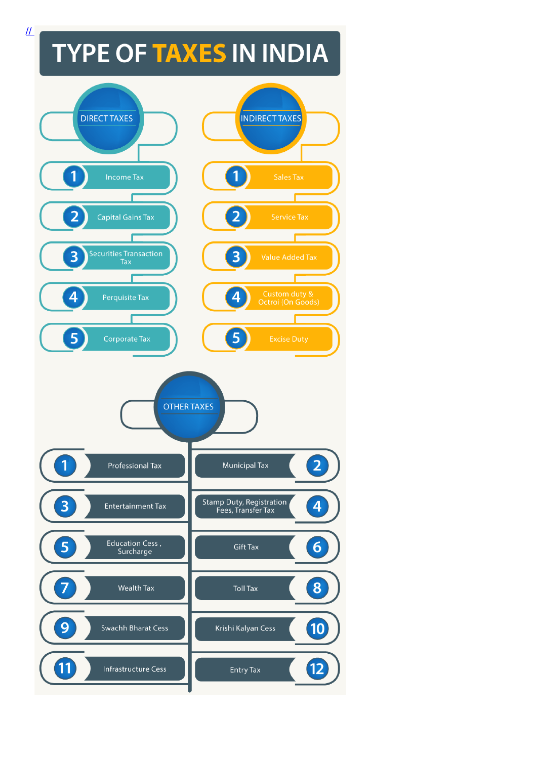//

# TYPE OF TAXES IN INDIA

## DIRECT TAXES

1. Income Tax
2. Capital Gains Tax
3. Securities Transaction Tax
4. Perquisite Tax
5. Corporate Tax

## INDIRECT TAXES

1. Sales Tax
2. Service Tax
3. Value Added Tax
4. Custom duty & Octroi (On Goods)
5. Excise Duty

## OTHER TAXES

1. Professional Tax
2. Municipal Tax
3. Entertainment Tax
4. Stamp Duty, Registration Fees, Transfer Tax
5. Education Cess , Surcharge
6. Gift Tax
7. Wealth Tax
8. Toll Tax
9. Swachh Bharat Cess
10. Krishi Kalyan Cess
11. Infrastructure Cess
12. Entry Tax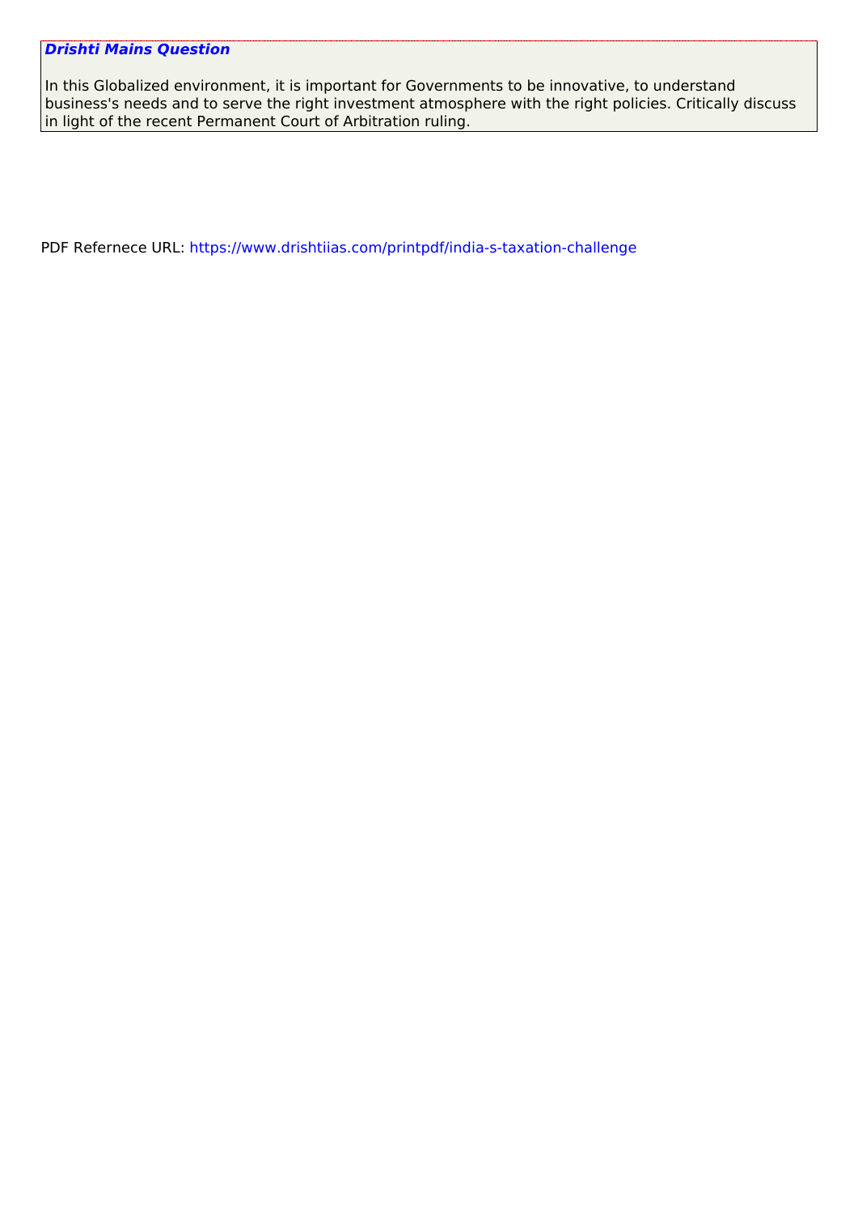***Drishti Mains Question***

In this Globalized environment, it is important for Governments to be innovative, to understand business's needs and to serve the right investment atmosphere with the right policies. Critically discuss in light of the recent Permanent Court of Arbitration ruling.

PDF Refernece URL: https://www.drishtiias.com/printpdf/india-s-taxation-challenge